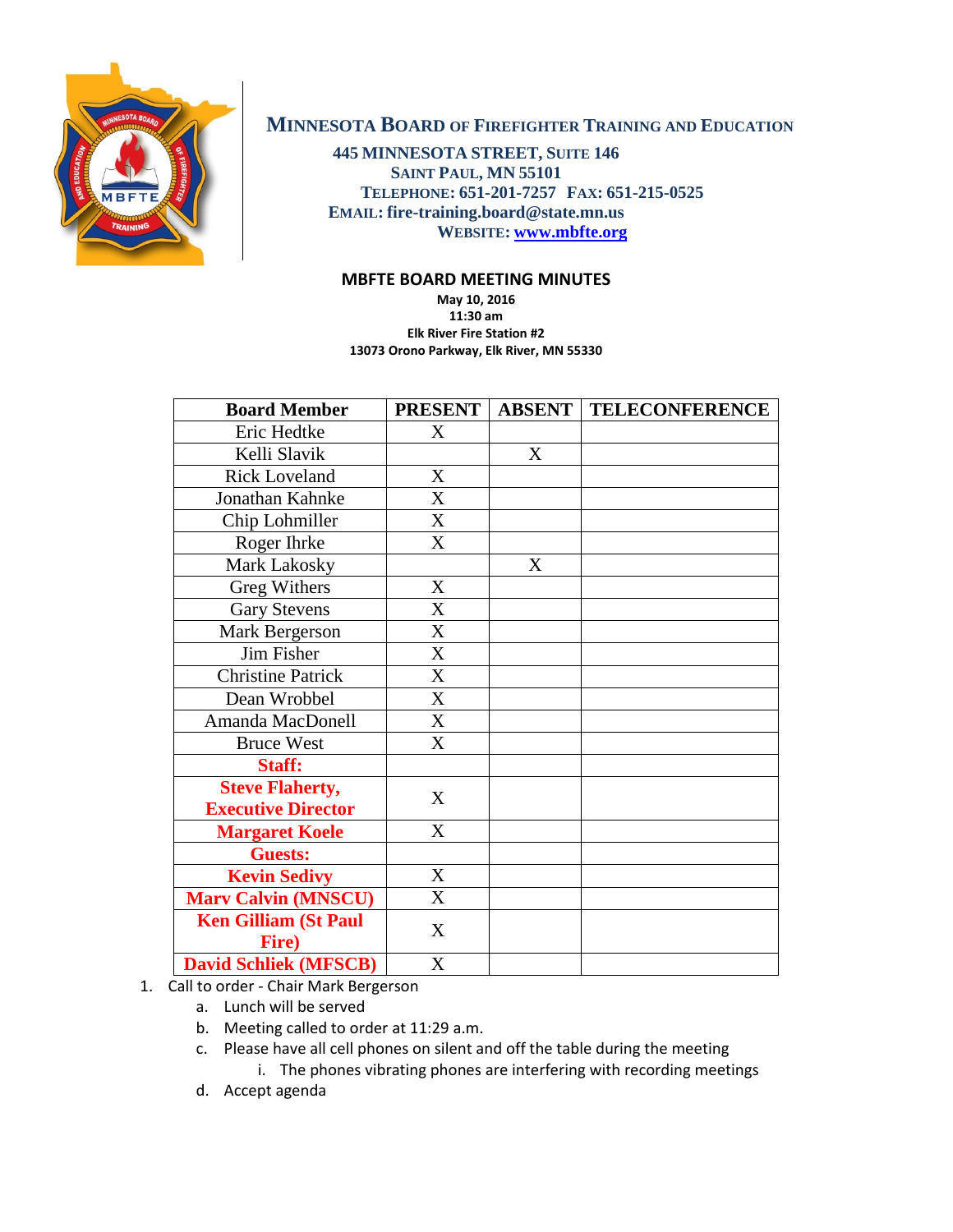# MINNESOTA BOARD OF FIREFIGHTER TRAINING AND EDUCATION

**445 MINNESOTA STREET, SUITE 146**
**SAINT PAUL, MN 55101**
**TELEPHONE: 651-201-7257 FAX: 651-215-0525**
**EMAIL: fire-training.board@state.mn.us**
**WEBSITE: www.mbfte.org**

## MBFTE BOARD MEETING MINUTES

**May 10, 2016**
**11:30 am**
**Elk River Fire Station #2**
**13073 Orono Parkway, Elk River, MN 55330**

| Board Member | PRESENT | ABSENT | TELECONFERENCE |
|---|---|---|---|
| Eric Hedtke | X | | |
| Kelli Slavik | | X | |
| Rick Loveland | X | | |
| Jonathan Kahnke | X | | |
| Chip Lohmiller | X | | |
| Roger Ihrke | X | | |
| Mark Lakosky | | X | |
| Greg Withers | X | | |
| Gary Stevens | X | | |
| Mark Bergerson | X | | |
| Jim Fisher | X | | |
| Christine Patrick | X | | |
| Dean Wrobbel | X | | |
| Amanda MacDonell | X | | |
| Bruce West | X | | |
| **Staff:** | | | |
| **Steve Flaherty, Executive Director** | X | | |
| **Margaret Koele** | X | | |
| **Guests:** | | | |
| **Kevin Sedivy** | X | | |
| **Marv Calvin (MNSCU)** | X | | |
| **Ken Gilliam (St Paul Fire)** | X | | |
| **David Schliek (MFSCB)** | X | | |

1. Call to order - Chair Mark Bergerson
   a. Lunch will be served
   b. Meeting called to order at 11:29 a.m.
   c. Please have all cell phones on silent and off the table during the meeting
      i. The phones vibrating phones are interfering with recording meetings
   d. Accept agenda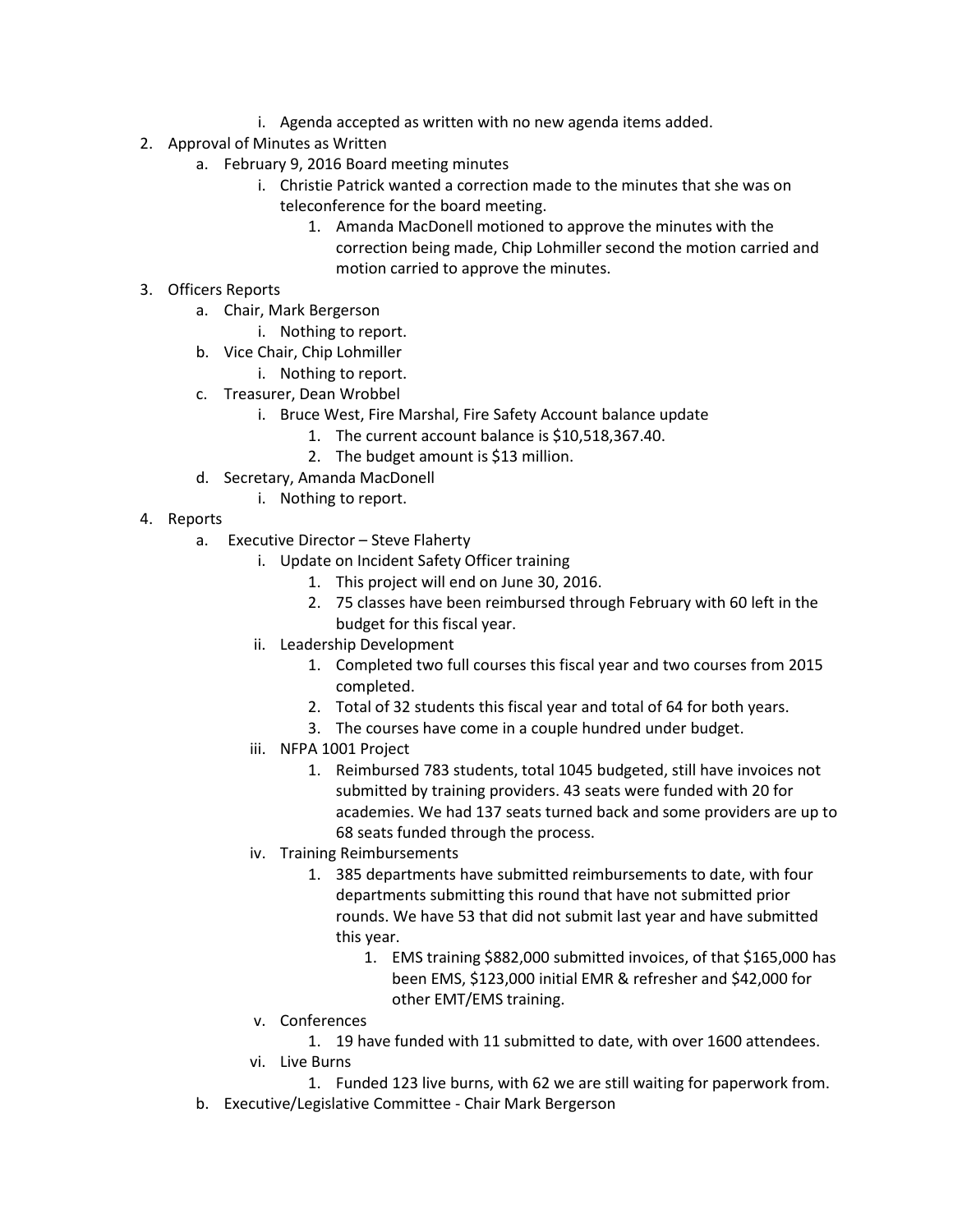- i. Agenda accepted as written with no new agenda items added.

2. Approval of Minutes as Written
   - a. February 9, 2016 Board meeting minutes
     - i. Christie Patrick wanted a correction made to the minutes that she was on teleconference for the board meeting.
       1. Amanda MacDonell motioned to approve the minutes with the correction being made, Chip Lohmiller second the motion carried and motion carried to approve the minutes.
3. Officers Reports
   - a. Chair, Mark Bergerson
     - i. Nothing to report.
   - b. Vice Chair, Chip Lohmiller
     - i. Nothing to report.
   - c. Treasurer, Dean Wrobbel
     - i. Bruce West, Fire Marshal, Fire Safety Account balance update
       1. The current account balance is $10,518,367.40.
       2. The budget amount is $13 million.
   - d. Secretary, Amanda MacDonell
     - i. Nothing to report.
4. Reports
   - a. Executive Director – Steve Flaherty
     - i. Update on Incident Safety Officer training
       1. This project will end on June 30, 2016.
       2. 75 classes have been reimbursed through February with 60 left in the budget for this fiscal year.
     - ii. Leadership Development
       1. Completed two full courses this fiscal year and two courses from 2015 completed.
       2. Total of 32 students this fiscal year and total of 64 for both years.
       3. The courses have come in a couple hundred under budget.
     - iii. NFPA 1001 Project
       1. Reimbursed 783 students, total 1045 budgeted, still have invoices not submitted by training providers. 43 seats were funded with 20 for academies. We had 137 seats turned back and some providers are up to 68 seats funded through the process.
     - iv. Training Reimbursements
       1. 385 departments have submitted reimbursements to date, with four departments submitting this round that have not submitted prior rounds. We have 53 that did not submit last year and have submitted this year.
          1. EMS training $882,000 submitted invoices, of that $165,000 has been EMS, $123,000 initial EMR & refresher and $42,000 for other EMT/EMS training.
     - v. Conferences
       1. 19 have funded with 11 submitted to date, with over 1600 attendees.
     - vi. Live Burns
       1. Funded 123 live burns, with 62 we are still waiting for paperwork from.
   - b. Executive/Legislative Committee - Chair Mark Bergerson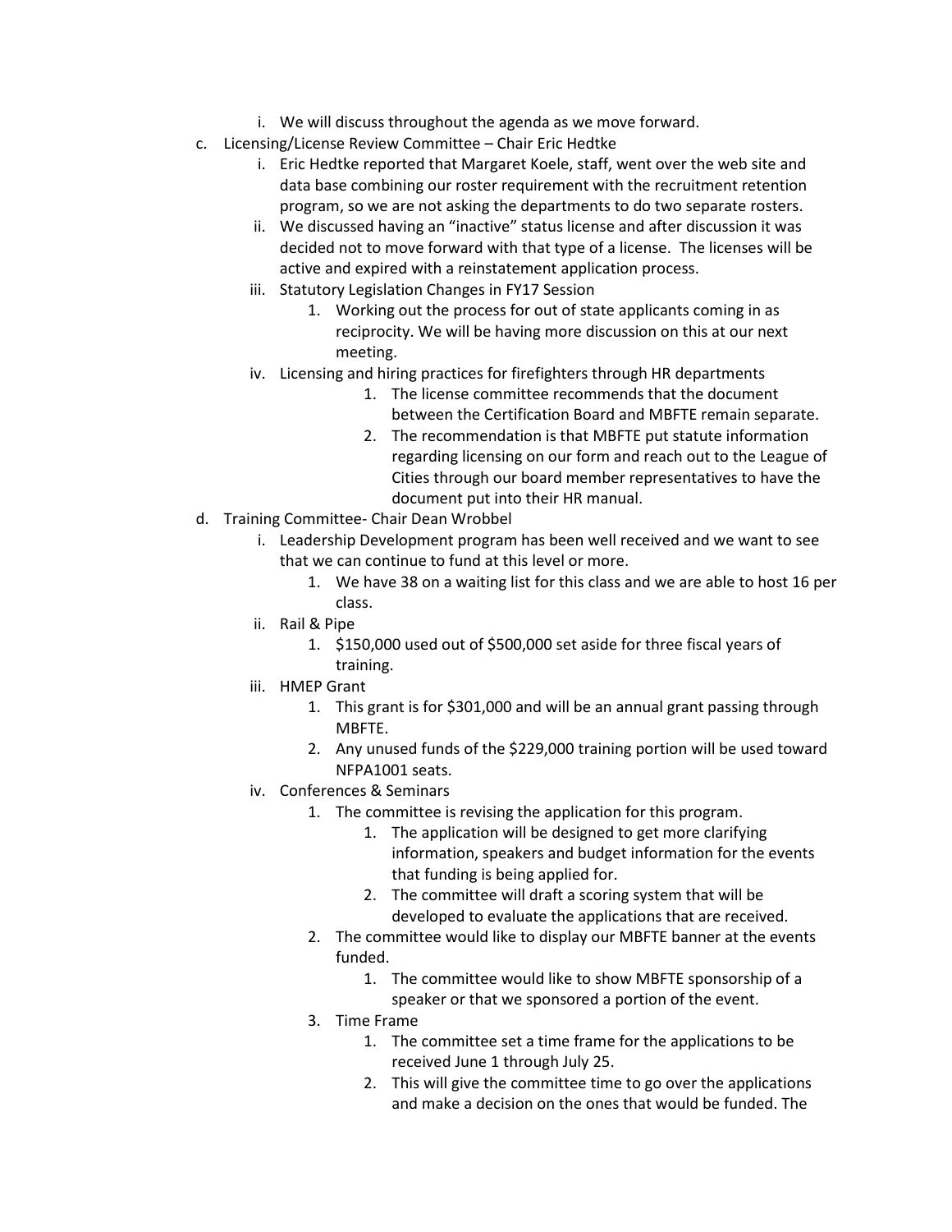i. We will discuss throughout the agenda as we move forward.

c. Licensing/License Review Committee – Chair Eric Hedtke
   i. Eric Hedtke reported that Margaret Koele, staff, went over the web site and data base combining our roster requirement with the recruitment retention program, so we are not asking the departments to do two separate rosters.
   ii. We discussed having an "inactive" status license and after discussion it was decided not to move forward with that type of a license. The licenses will be active and expired with a reinstatement application process.
   iii. Statutory Legislation Changes in FY17 Session
      1. Working out the process for out of state applicants coming in as reciprocity. We will be having more discussion on this at our next meeting.
   iv. Licensing and hiring practices for firefighters through HR departments
      1. The license committee recommends that the document between the Certification Board and MBFTE remain separate.
      2. The recommendation is that MBFTE put statute information regarding licensing on our form and reach out to the League of Cities through our board member representatives to have the document put into their HR manual.

d. Training Committee- Chair Dean Wrobbel
   i. Leadership Development program has been well received and we want to see that we can continue to fund at this level or more.
      1. We have 38 on a waiting list for this class and we are able to host 16 per class.
   ii. Rail & Pipe
      1. $150,000 used out of $500,000 set aside for three fiscal years of training.
   iii. HMEP Grant
      1. This grant is for $301,000 and will be an annual grant passing through MBFTE.
      2. Any unused funds of the $229,000 training portion will be used toward NFPA1001 seats.
   iv. Conferences & Seminars
      1. The committee is revising the application for this program.
         1. The application will be designed to get more clarifying information, speakers and budget information for the events that funding is being applied for.
         2. The committee will draft a scoring system that will be developed to evaluate the applications that are received.
      2. The committee would like to display our MBFTE banner at the events funded.
         1. The committee would like to show MBFTE sponsorship of a speaker or that we sponsored a portion of the event.
      3. Time Frame
         1. The committee set a time frame for the applications to be received June 1 through July 25.
         2. This will give the committee time to go over the applications and make a decision on the ones that would be funded. The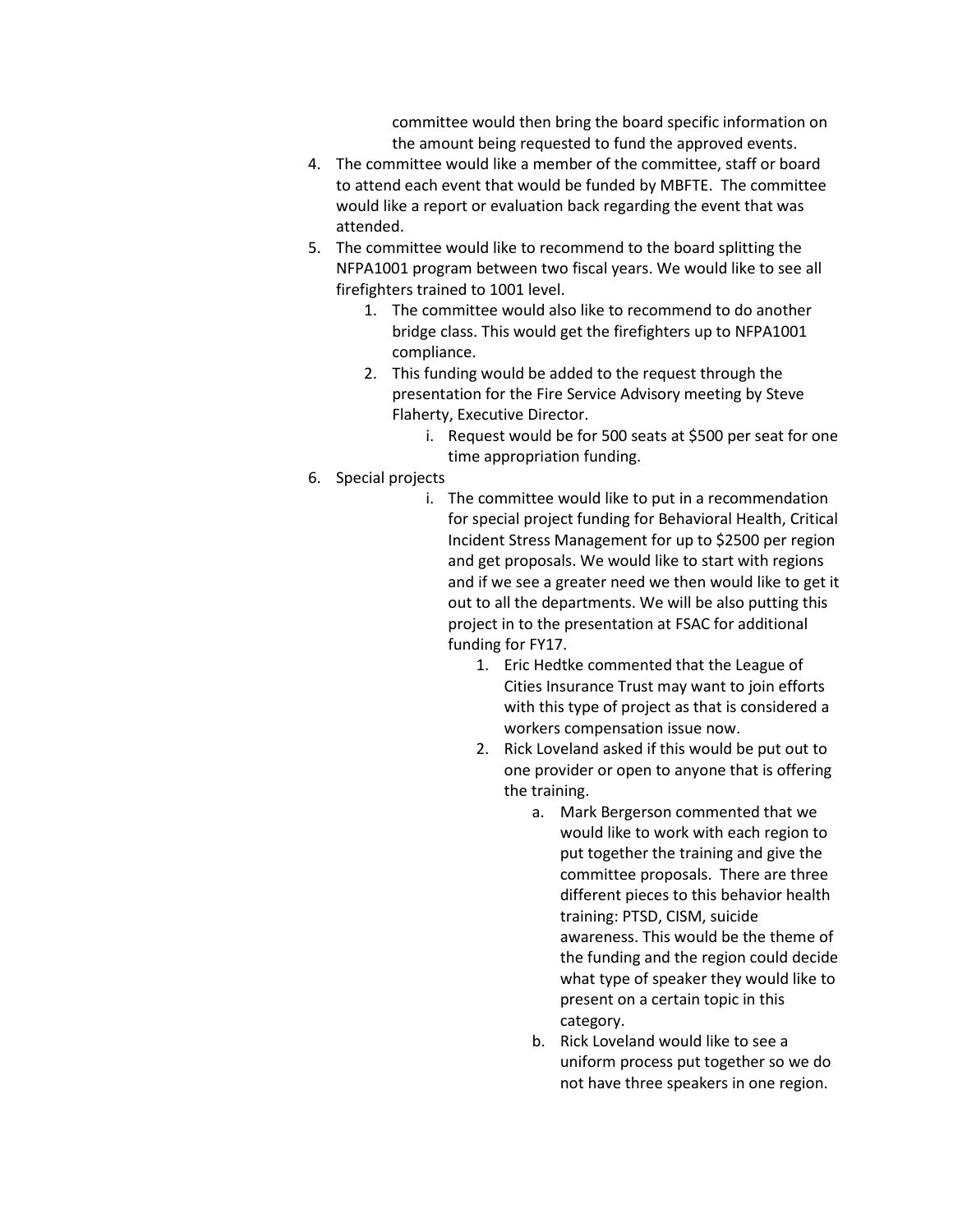committee would then bring the board specific information on the amount being requested to fund the approved events.

4. The committee would like a member of the committee, staff or board to attend each event that would be funded by MBFTE. The committee would like a report or evaluation back regarding the event that was attended.
5. The committee would like to recommend to the board splitting the NFPA1001 program between two fiscal years. We would like to see all firefighters trained to 1001 level.
    1. The committee would also like to recommend to do another bridge class. This would get the firefighters up to NFPA1001 compliance.
    2. This funding would be added to the request through the presentation for the Fire Service Advisory meeting by Steve Flaherty, Executive Director.
        - i. Request would be for 500 seats at $500 per seat for one time appropriation funding.
6. Special projects
    - i. The committee would like to put in a recommendation for special project funding for Behavioral Health, Critical Incident Stress Management for up to $2500 per region and get proposals. We would like to start with regions and if we see a greater need we then would like to get it out to all the departments. We will be also putting this project in to the presentation at FSAC for additional funding for FY17.
        1. Eric Hedtke commented that the League of Cities Insurance Trust may want to join efforts with this type of project as that is considered a workers compensation issue now.
        2. Rick Loveland asked if this would be put out to one provider or open to anyone that is offering the training.
            - a. Mark Bergerson commented that we would like to work with each region to put together the training and give the committee proposals. There are three different pieces to this behavior health training: PTSD, CISM, suicide awareness. This would be the theme of the funding and the region could decide what type of speaker they would like to present on a certain topic in this category.
            - b. Rick Loveland would like to see a uniform process put together so we do not have three speakers in one region.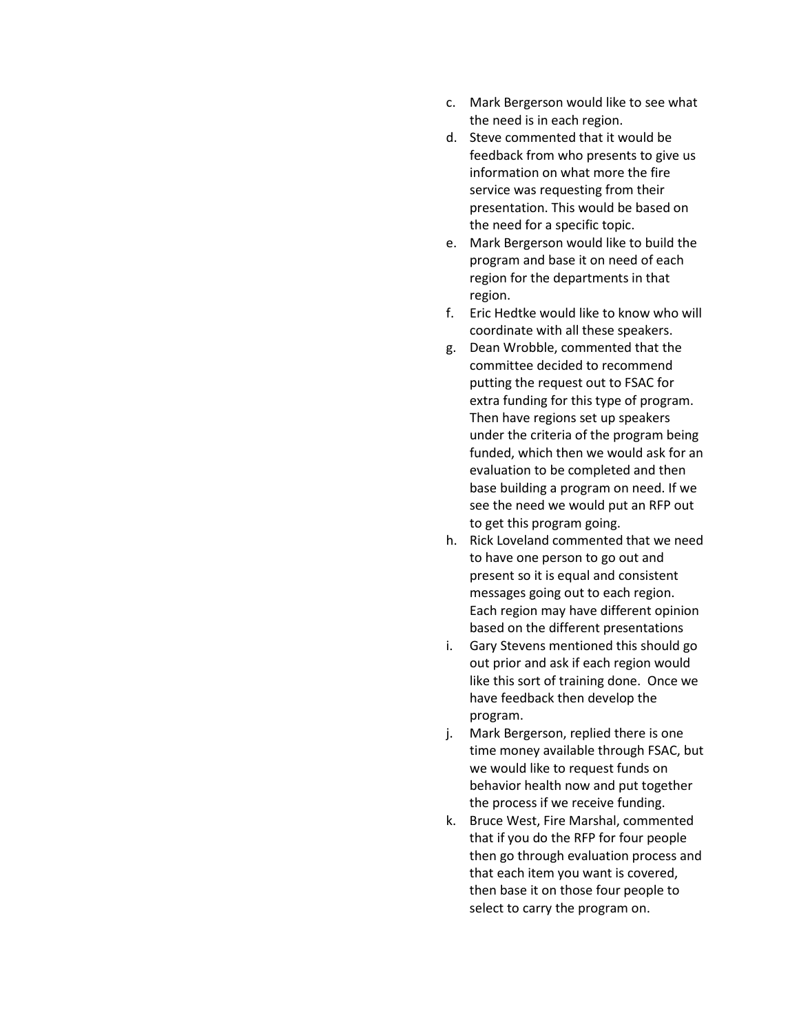c. Mark Bergerson would like to see what the need is in each region.
d. Steve commented that it would be feedback from who presents to give us information on what more the fire service was requesting from their presentation. This would be based on the need for a specific topic.
e. Mark Bergerson would like to build the program and base it on need of each region for the departments in that region.
f. Eric Hedtke would like to know who will coordinate with all these speakers.
g. Dean Wrobble, commented that the committee decided to recommend putting the request out to FSAC for extra funding for this type of program. Then have regions set up speakers under the criteria of the program being funded, which then we would ask for an evaluation to be completed and then base building a program on need. If we see the need we would put an RFP out to get this program going.
h. Rick Loveland commented that we need to have one person to go out and present so it is equal and consistent messages going out to each region. Each region may have different opinion based on the different presentations
i. Gary Stevens mentioned this should go out prior and ask if each region would like this sort of training done. Once we have feedback then develop the program.
j. Mark Bergerson, replied there is one time money available through FSAC, but we would like to request funds on behavior health now and put together the process if we receive funding.
k. Bruce West, Fire Marshal, commented that if you do the RFP for four people then go through evaluation process and that each item you want is covered, then base it on those four people to select to carry the program on.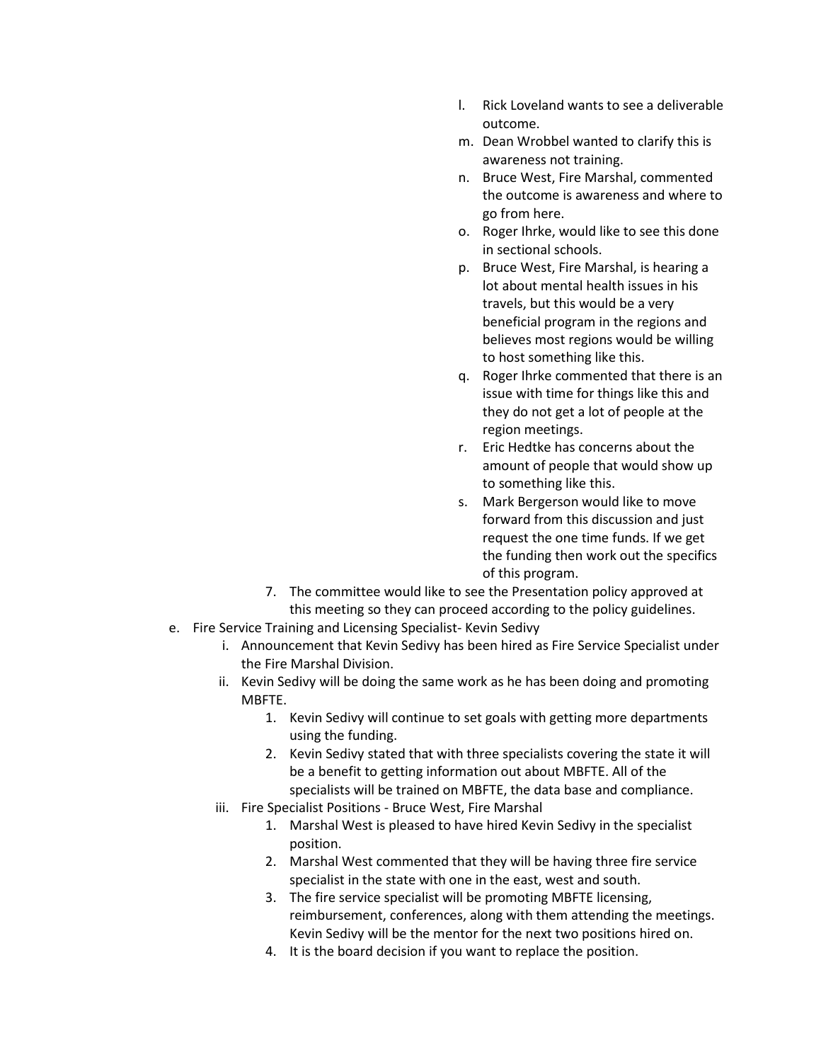l. Rick Loveland wants to see a deliverable outcome.
m. Dean Wrobbel wanted to clarify this is awareness not training.
n. Bruce West, Fire Marshal, commented the outcome is awareness and where to go from here.
o. Roger Ihrke, would like to see this done in sectional schools.
p. Bruce West, Fire Marshal, is hearing a lot about mental health issues in his travels, but this would be a very beneficial program in the regions and believes most regions would be willing to host something like this.
q. Roger Ihrke commented that there is an issue with time for things like this and they do not get a lot of people at the region meetings.
r. Eric Hedtke has concerns about the amount of people that would show up to something like this.
s. Mark Bergerson would like to move forward from this discussion and just request the one time funds. If we get the funding then work out the specifics of this program.

7. The committee would like to see the Presentation policy approved at this meeting so they can proceed according to the policy guidelines.

e. Fire Service Training and Licensing Specialist- Kevin Sedivy
   i. Announcement that Kevin Sedivy has been hired as Fire Service Specialist under the Fire Marshal Division.
   ii. Kevin Sedivy will be doing the same work as he has been doing and promoting MBFTE.
      1. Kevin Sedivy will continue to set goals with getting more departments using the funding.
      2. Kevin Sedivy stated that with three specialists covering the state it will be a benefit to getting information out about MBFTE. All of the specialists will be trained on MBFTE, the data base and compliance.
   iii. Fire Specialist Positions - Bruce West, Fire Marshal
      1. Marshal West is pleased to have hired Kevin Sedivy in the specialist position.
      2. Marshal West commented that they will be having three fire service specialist in the state with one in the east, west and south.
      3. The fire service specialist will be promoting MBFTE licensing, reimbursement, conferences, along with them attending the meetings. Kevin Sedivy will be the mentor for the next two positions hired on.
      4. It is the board decision if you want to replace the position.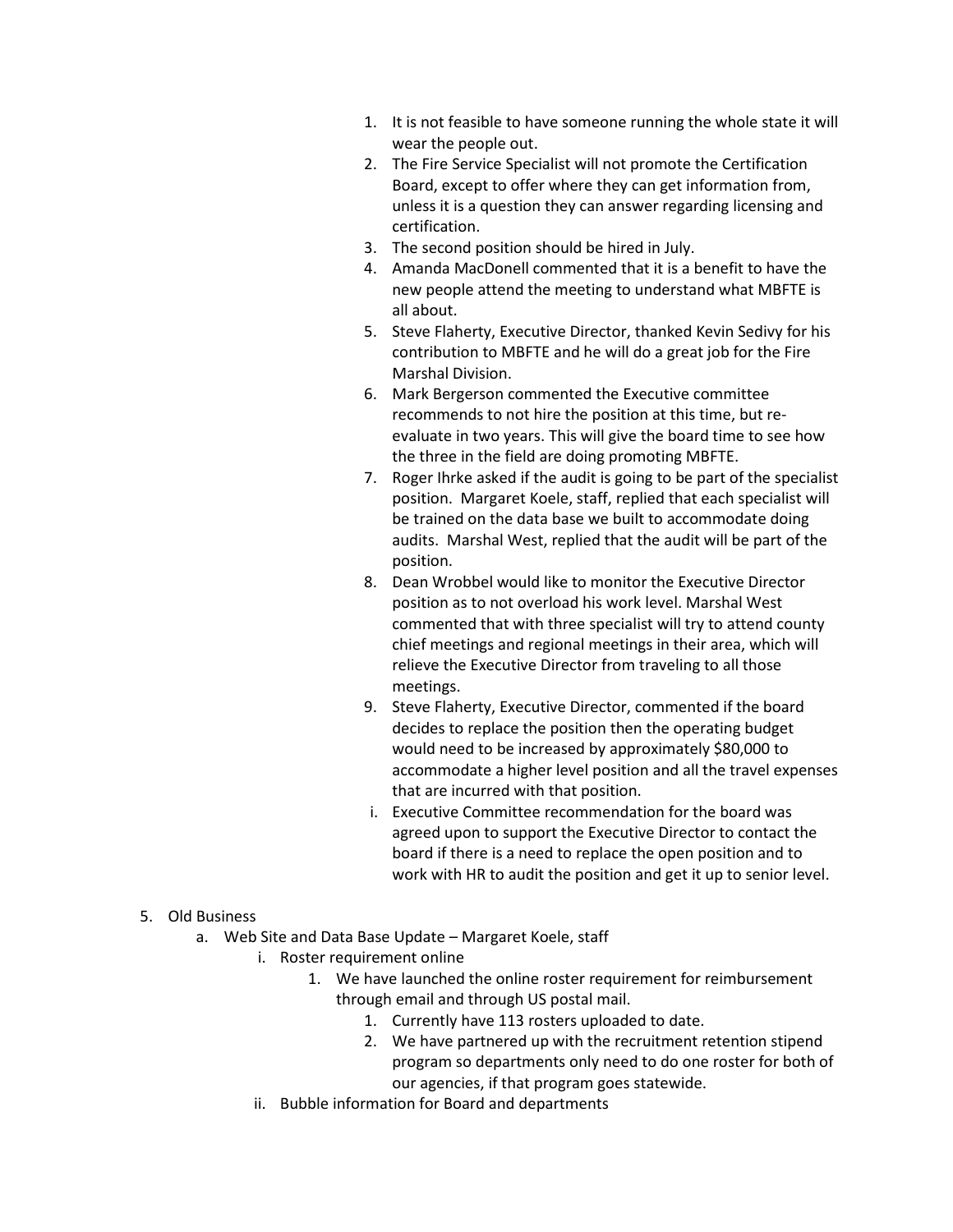1. It is not feasible to have someone running the whole state it will wear the people out.
2. The Fire Service Specialist will not promote the Certification Board, except to offer where they can get information from, unless it is a question they can answer regarding licensing and certification.
3. The second position should be hired in July.
4. Amanda MacDonell commented that it is a benefit to have the new people attend the meeting to understand what MBFTE is all about.
5. Steve Flaherty, Executive Director, thanked Kevin Sedivy for his contribution to MBFTE and he will do a great job for the Fire Marshal Division.
6. Mark Bergerson commented the Executive committee recommends to not hire the position at this time, but re-evaluate in two years. This will give the board time to see how the three in the field are doing promoting MBFTE.
7. Roger Ihrke asked if the audit is going to be part of the specialist position. Margaret Koele, staff, replied that each specialist will be trained on the data base we built to accommodate doing audits. Marshal West, replied that the audit will be part of the position.
8. Dean Wrobbel would like to monitor the Executive Director position as to not overload his work level. Marshal West commented that with three specialist will try to attend county chief meetings and regional meetings in their area, which will relieve the Executive Director from traveling to all those meetings.
9. Steve Flaherty, Executive Director, commented if the board decides to replace the position then the operating budget would need to be increased by approximately $80,000 to accommodate a higher level position and all the travel expenses that are incurred with that position.

    i. Executive Committee recommendation for the board was agreed upon to support the Executive Director to contact the board if there is a need to replace the open position and to work with HR to audit the position and get it up to senior level.

5. Old Business
    a. Web Site and Data Base Update – Margaret Koele, staff
        i. Roster requirement online
            1. We have launched the online roster requirement for reimbursement through email and through US postal mail.
                1. Currently have 113 rosters uploaded to date.
                2. We have partnered up with the recruitment retention stipend program so departments only need to do one roster for both of our agencies, if that program goes statewide.
        ii. Bubble information for Board and departments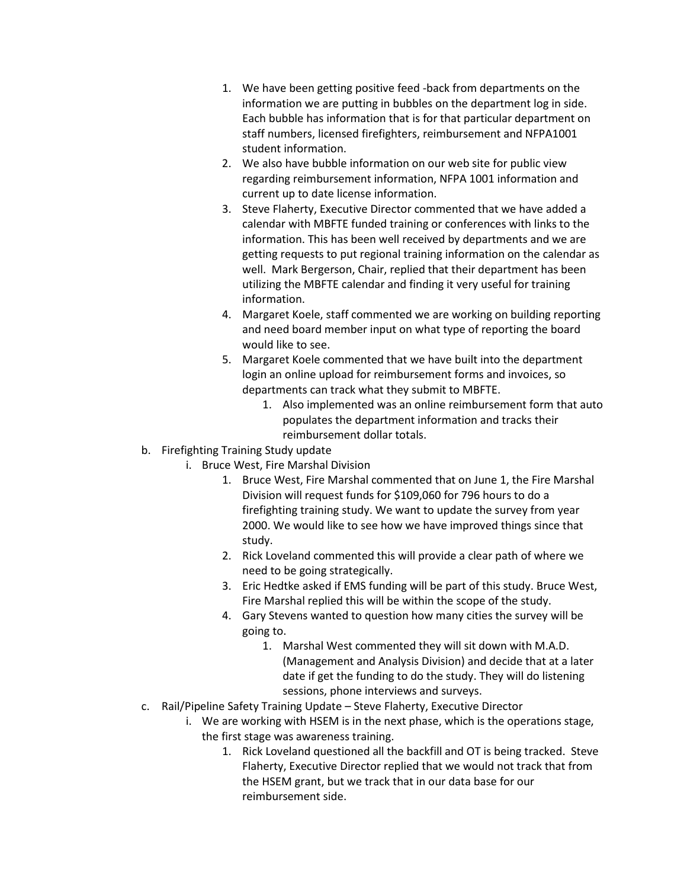1. We have been getting positive feed -back from departments on the information we are putting in bubbles on the department log in side. Each bubble has information that is for that particular department on staff numbers, licensed firefighters, reimbursement and NFPA1001 student information.
2. We also have bubble information on our web site for public view regarding reimbursement information, NFPA 1001 information and current up to date license information.
3. Steve Flaherty, Executive Director commented that we have added a calendar with MBFTE funded training or conferences with links to the information. This has been well received by departments and we are getting requests to put regional training information on the calendar as well. Mark Bergerson, Chair, replied that their department has been utilizing the MBFTE calendar and finding it very useful for training information.
4. Margaret Koele, staff commented we are working on building reporting and need board member input on what type of reporting the board would like to see.
5. Margaret Koele commented that we have built into the department login an online upload for reimbursement forms and invoices, so departments can track what they submit to MBFTE.
    1. Also implemented was an online reimbursement form that auto populates the department information and tracks their reimbursement dollar totals.

b. Firefighting Training Study update
   - i. Bruce West, Fire Marshal Division
     1. Bruce West, Fire Marshal commented that on June 1, the Fire Marshal Division will request funds for $109,060 for 796 hours to do a firefighting training study. We want to update the survey from year 2000. We would like to see how we have improved things since that study.
     2. Rick Loveland commented this will provide a clear path of where we need to be going strategically.
     3. Eric Hedtke asked if EMS funding will be part of this study. Bruce West, Fire Marshal replied this will be within the scope of the study.
     4. Gary Stevens wanted to question how many cities the survey will be going to.
        1. Marshal West commented they will sit down with M.A.D. (Management and Analysis Division) and decide that at a later date if get the funding to do the study. They will do listening sessions, phone interviews and surveys.

c. Rail/Pipeline Safety Training Update – Steve Flaherty, Executive Director
   - i. We are working with HSEM is in the next phase, which is the operations stage, the first stage was awareness training.
     1. Rick Loveland questioned all the backfill and OT is being tracked. Steve Flaherty, Executive Director replied that we would not track that from the HSEM grant, but we track that in our data base for our reimbursement side.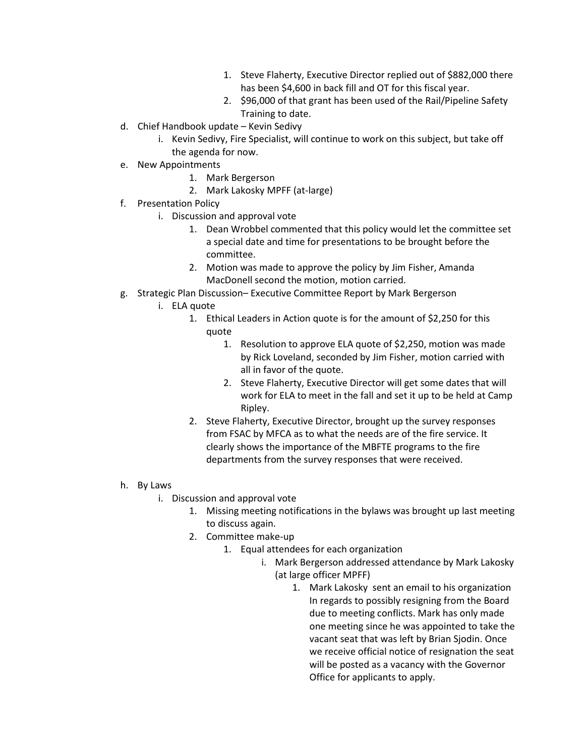1. Steve Flaherty, Executive Director replied out of $882,000 there has been $4,600 in back fill and OT for this fiscal year.
        2. $96,000 of that grant has been used of the Rail/Pipeline Safety Training to date.

d. Chief Handbook update – Kevin Sedivy
    i. Kevin Sedivy, Fire Specialist, will continue to work on this subject, but take off the agenda for now.

e. New Appointments
    1. Mark Bergerson
    2. Mark Lakosky MPFF (at-large)

f. Presentation Policy
    i. Discussion and approval vote
        1. Dean Wrobbel commented that this policy would let the committee set a special date and time for presentations to be brought before the committee.
        2. Motion was made to approve the policy by Jim Fisher, Amanda MacDonell second the motion, motion carried.

g. Strategic Plan Discussion– Executive Committee Report by Mark Bergerson
    i. ELA quote
        1. Ethical Leaders in Action quote is for the amount of $2,250 for this quote
            1. Resolution to approve ELA quote of $2,250, motion was made by Rick Loveland, seconded by Jim Fisher, motion carried with all in favor of the quote.
            2. Steve Flaherty, Executive Director will get some dates that will work for ELA to meet in the fall and set it up to be held at Camp Ripley.
        2. Steve Flaherty, Executive Director, brought up the survey responses from FSAC by MFCA as to what the needs are of the fire service. It clearly shows the importance of the MBFTE programs to the fire departments from the survey responses that were received.

h. By Laws
    i. Discussion and approval vote
        1. Missing meeting notifications in the bylaws was brought up last meeting to discuss again.
        2. Committee make-up
            1. Equal attendees for each organization
                i. Mark Bergerson addressed attendance by Mark Lakosky (at large officer MPFF)
                    1. Mark Lakosky sent an email to his organization In regards to possibly resigning from the Board due to meeting conflicts. Mark has only made one meeting since he was appointed to take the vacant seat that was left by Brian Sjodin. Once we receive official notice of resignation the seat will be posted as a vacancy with the Governor Office for applicants to apply.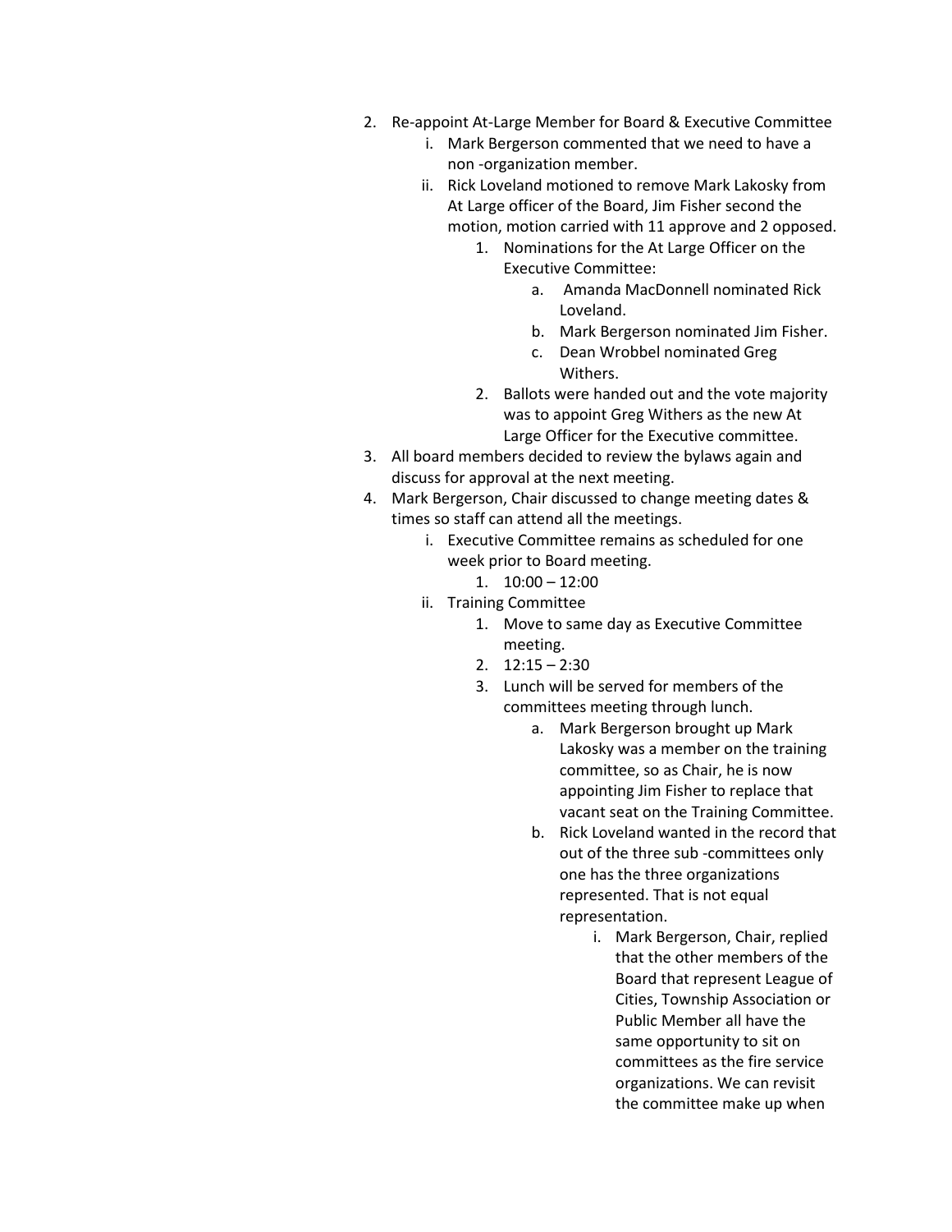2. Re-appoint At-Large Member for Board & Executive Committee
    i. Mark Bergerson commented that we need to have a non -organization member.
    ii. Rick Loveland motioned to remove Mark Lakosky from At Large officer of the Board, Jim Fisher second the motion, motion carried with 11 approve and 2 opposed.
        1. Nominations for the At Large Officer on the Executive Committee:
            a. Amanda MacDonnell nominated Rick Loveland.
            b. Mark Bergerson nominated Jim Fisher.
            c. Dean Wrobbel nominated Greg Withers.
        2. Ballots were handed out and the vote majority was to appoint Greg Withers as the new At Large Officer for the Executive committee.
3. All board members decided to review the bylaws again and discuss for approval at the next meeting.
4. Mark Bergerson, Chair discussed to change meeting dates & times so staff can attend all the meetings.
    i. Executive Committee remains as scheduled for one week prior to Board meeting.
        1. 10:00 – 12:00
    ii. Training Committee
        1. Move to same day as Executive Committee meeting.
        2. 12:15 – 2:30
        3. Lunch will be served for members of the committees meeting through lunch.
            a. Mark Bergerson brought up Mark Lakosky was a member on the training committee, so as Chair, he is now appointing Jim Fisher to replace that vacant seat on the Training Committee.
            b. Rick Loveland wanted in the record that out of the three sub -committees only one has the three organizations represented. That is not equal representation.
                i. Mark Bergerson, Chair, replied that the other members of the Board that represent League of Cities, Township Association or Public Member all have the same opportunity to sit on committees as the fire service organizations. We can revisit the committee make up when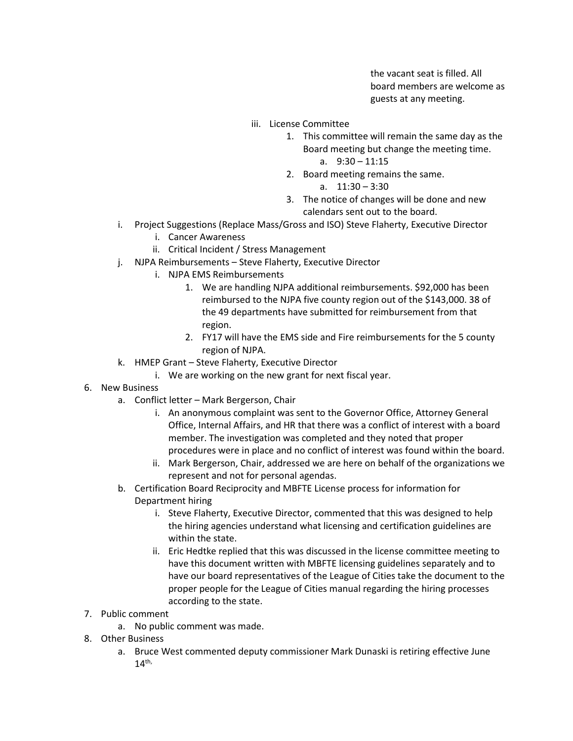the vacant seat is filled. All board members are welcome as guests at any meeting.

- iii. License Committee
  1. This committee will remain the same day as the Board meeting but change the meeting time.
     - a. 9:30 – 11:15
  2. Board meeting remains the same.
     - a. 11:30 – 3:30
  3. The notice of changes will be done and new calendars sent out to the board.

- i. Project Suggestions (Replace Mass/Gross and ISO) Steve Flaherty, Executive Director
  - i. Cancer Awareness
  - ii. Critical Incident / Stress Management
- j. NJPA Reimbursements – Steve Flaherty, Executive Director
  - i. NJPA EMS Reimbursements
    1. We are handling NJPA additional reimbursements. $92,000 has been reimbursed to the NJPA five county region out of the $143,000. 38 of the 49 departments have submitted for reimbursement from that region.
    2. FY17 will have the EMS side and Fire reimbursements for the 5 county region of NJPA.
- k. HMEP Grant – Steve Flaherty, Executive Director
  - i. We are working on the new grant for next fiscal year.

6. New Business
   - a. Conflict letter – Mark Bergerson, Chair
     - i. An anonymous complaint was sent to the Governor Office, Attorney General Office, Internal Affairs, and HR that there was a conflict of interest with a board member. The investigation was completed and they noted that proper procedures were in place and no conflict of interest was found within the board.
     - ii. Mark Bergerson, Chair, addressed we are here on behalf of the organizations we represent and not for personal agendas.
   - b. Certification Board Reciprocity and MBFTE License process for information for Department hiring
     - i. Steve Flaherty, Executive Director, commented that this was designed to help the hiring agencies understand what licensing and certification guidelines are within the state.
     - ii. Eric Hedtke replied that this was discussed in the license committee meeting to have this document written with MBFTE licensing guidelines separately and to have our board representatives of the League of Cities take the document to the proper people for the League of Cities manual regarding the hiring processes according to the state.
7. Public comment
   - a. No public comment was made.
8. Other Business
   - a. Bruce West commented deputy commissioner Mark Dunaski is retiring effective June 14th,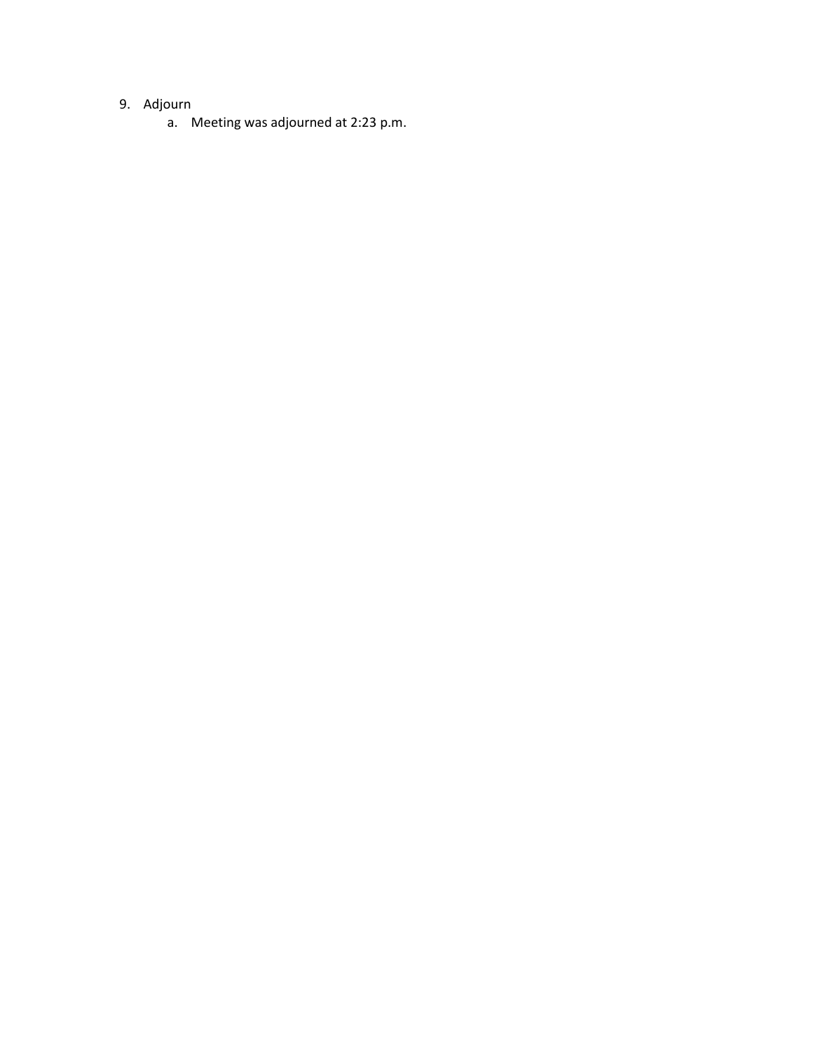9. Adjourn
    a. Meeting was adjourned at 2:23 p.m.